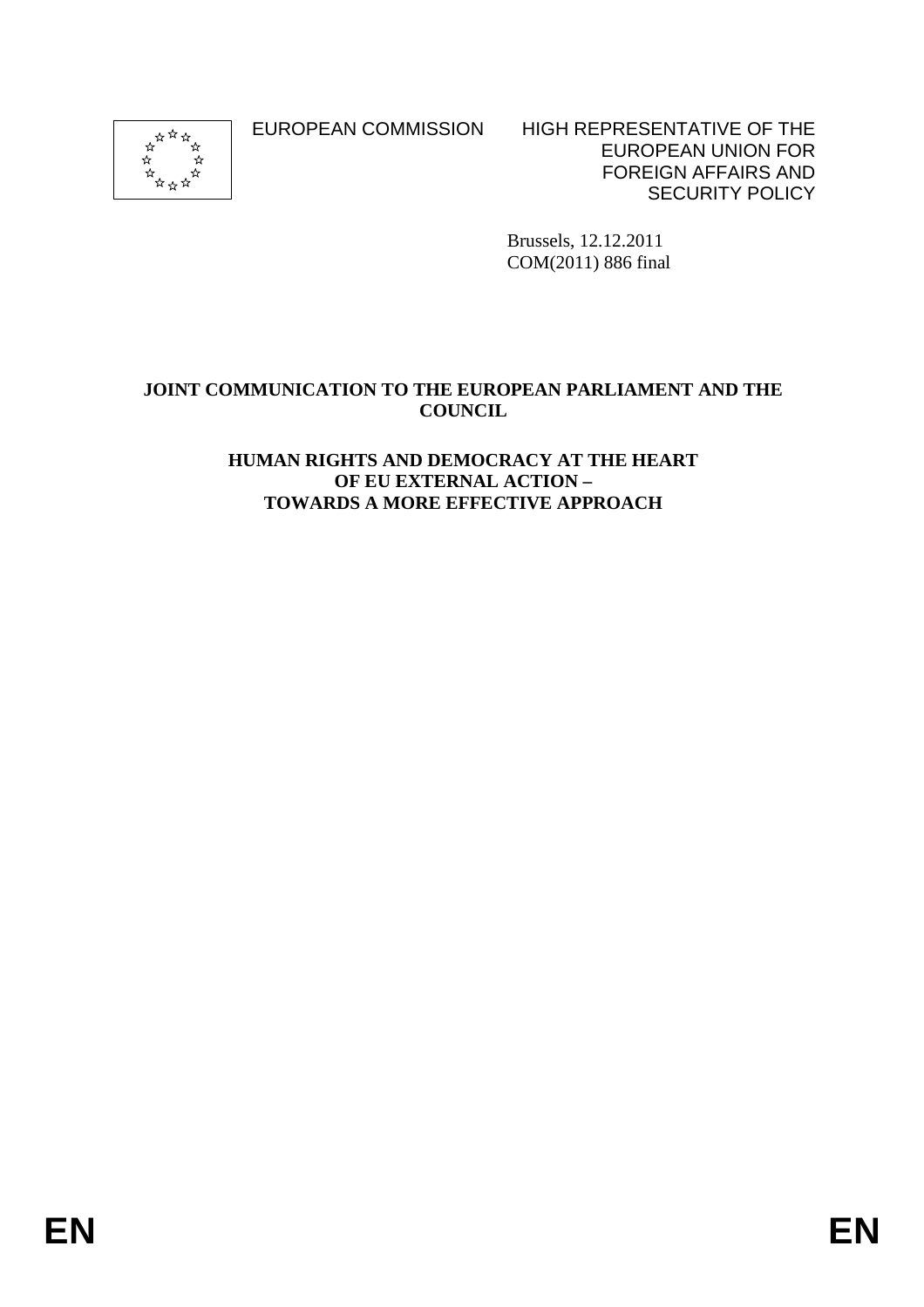EUROPEAN COMMISSION

HIGH REPRESENTATIVE OF THE EUROPEAN UNION FOR FOREIGN AFFAIRS AND SECURITY POLICY

Brussels, 12.12.2011
COM(2011) 886 final

**JOINT COMMUNICATION TO THE EUROPEAN PARLIAMENT AND THE COUNCIL**

**HUMAN RIGHTS AND DEMOCRACY AT THE HEART OF EU EXTERNAL ACTION – TOWARDS A MORE EFFECTIVE APPROACH**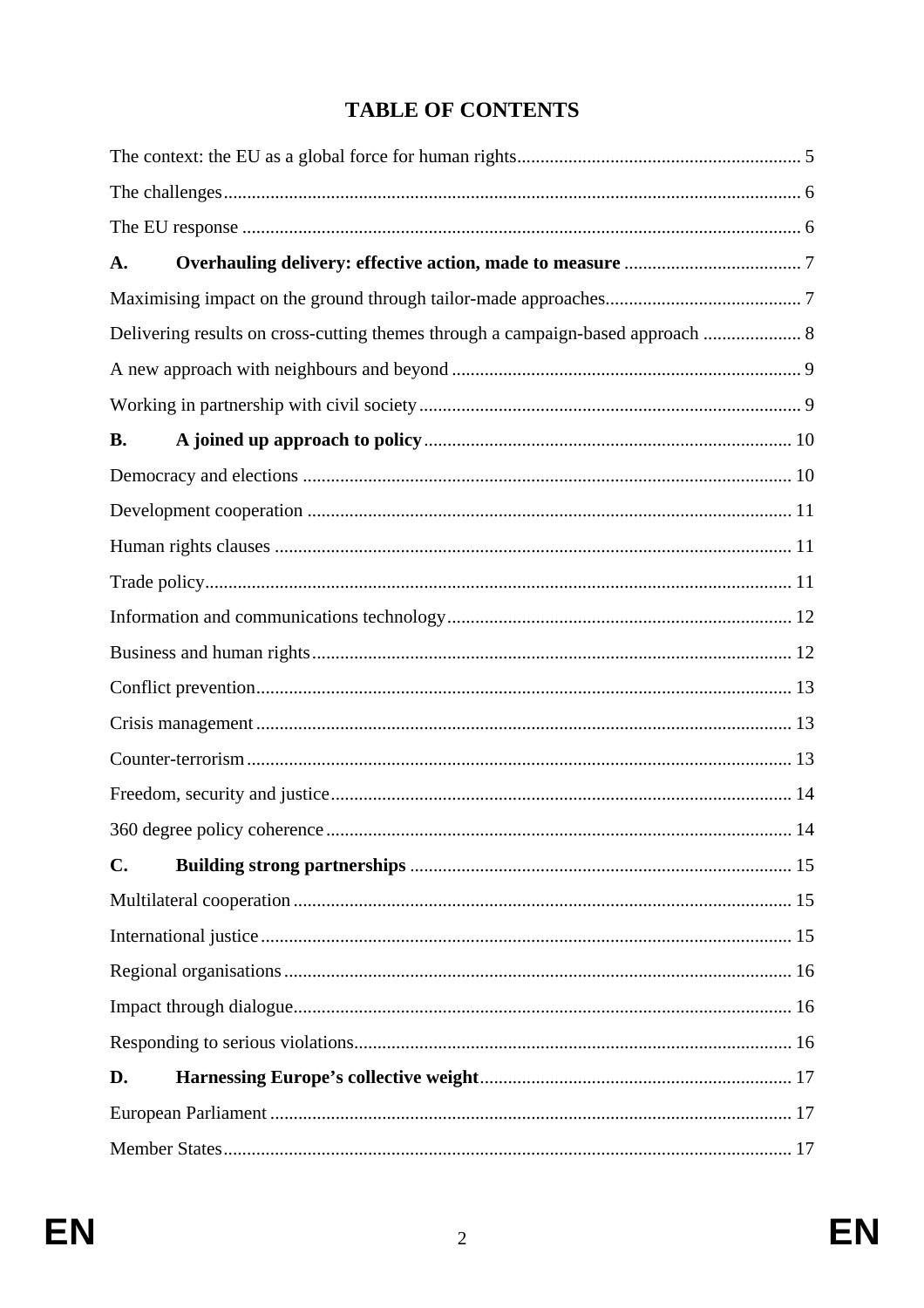# TABLE OF CONTENTS

The context: the EU as a global force for human rights ........................................................... 5

The challenges ........................................................................................................................... 6

The EU response ....................................................................................................................... 6

**A. Overhauling delivery: effective action, made to measure** ...................................... 7

Maximising impact on the ground through tailor-made approaches ......................................... 7

Delivering results on cross-cutting themes through a campaign-based approach ..................... 8

A new approach with neighbours and beyond .......................................................................... 9

Working in partnership with civil society ................................................................................. 9

**B. A joined up approach to policy** .............................................................................. 10

Democracy and elections ......................................................................................................... 10

Development cooperation ....................................................................................................... 11

Human rights clauses .............................................................................................................. 11

Trade policy ............................................................................................................................. 11

Information and communications technology ......................................................................... 12

Business and human rights ...................................................................................................... 12

Conflict prevention .................................................................................................................. 13

Crisis management .................................................................................................................. 13

Counter-terrorism .................................................................................................................... 13

Freedom, security and justice .................................................................................................. 14

360 degree policy coherence ................................................................................................... 14

**C. Building strong partnerships** ................................................................................. 15

Multilateral cooperation .......................................................................................................... 15

International justice ................................................................................................................. 15

Regional organisations ............................................................................................................ 16

Impact through dialogue .......................................................................................................... 16

Responding to serious violations ............................................................................................. 16

**D. Harnessing Europe's collective weight** .................................................................. 17

European Parliament ............................................................................................................... 17

Member States ......................................................................................................................... 17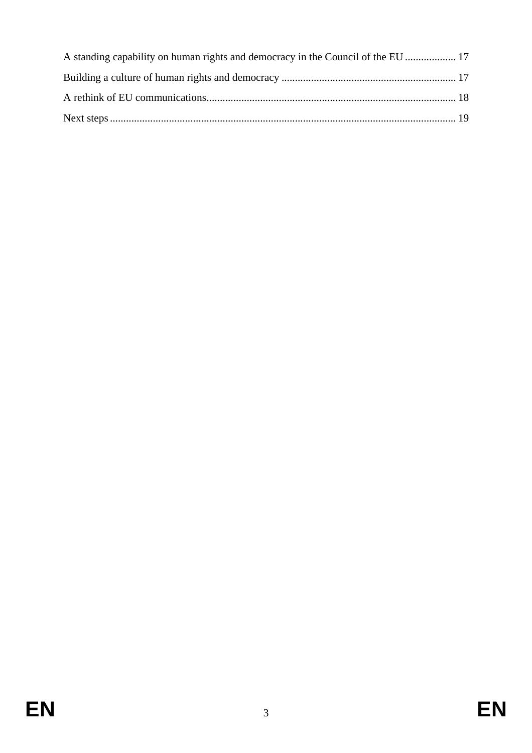A standing capability on human rights and democracy in the Council of the EU ................... 17

Building a culture of human rights and democracy ................................................................. 17

A rethink of EU communications............................................................................................ 18

Next steps ................................................................................................................................ 19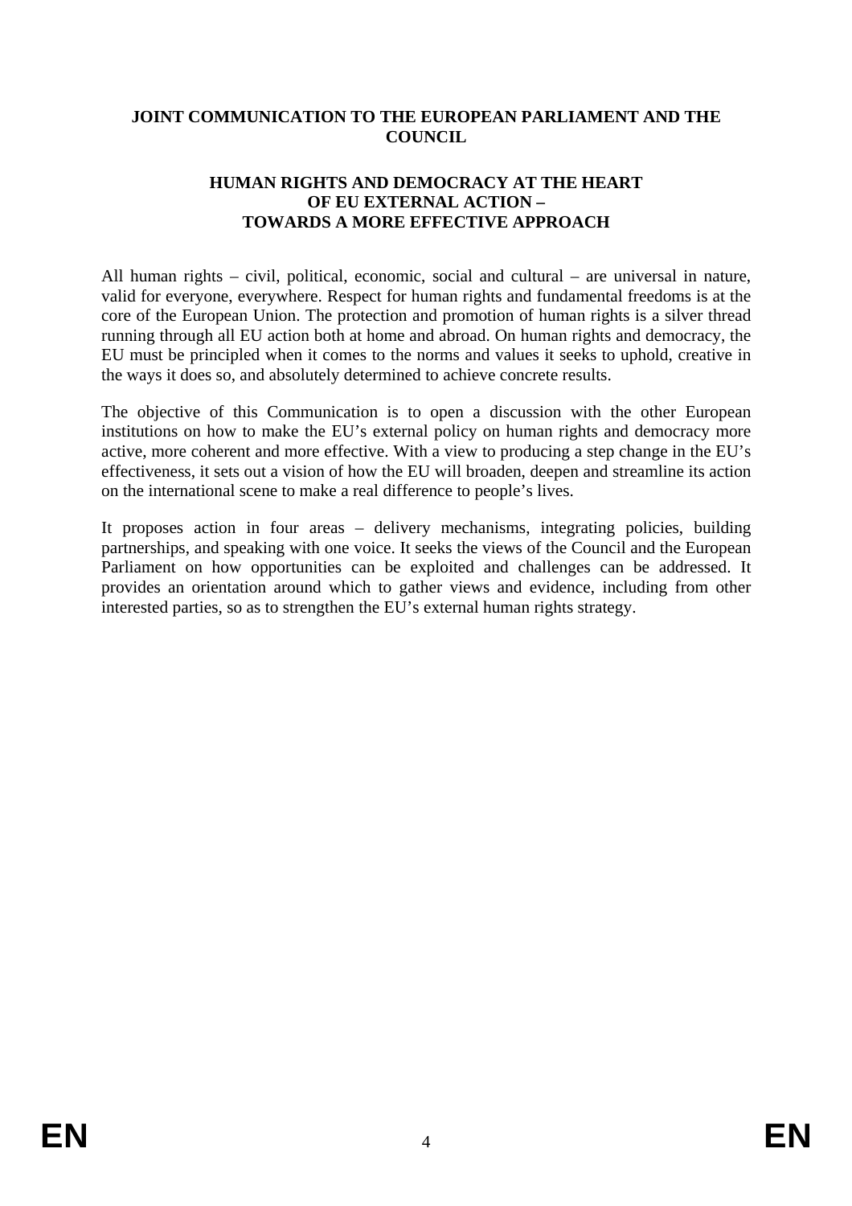**JOINT COMMUNICATION TO THE EUROPEAN PARLIAMENT AND THE COUNCIL**

**HUMAN RIGHTS AND DEMOCRACY AT THE HEART OF EU EXTERNAL ACTION – TOWARDS A MORE EFFECTIVE APPROACH**

All human rights – civil, political, economic, social and cultural – are universal in nature, valid for everyone, everywhere. Respect for human rights and fundamental freedoms is at the core of the European Union. The protection and promotion of human rights is a silver thread running through all EU action both at home and abroad. On human rights and democracy, the EU must be principled when it comes to the norms and values it seeks to uphold, creative in the ways it does so, and absolutely determined to achieve concrete results.

The objective of this Communication is to open a discussion with the other European institutions on how to make the EU's external policy on human rights and democracy more active, more coherent and more effective. With a view to producing a step change in the EU's effectiveness, it sets out a vision of how the EU will broaden, deepen and streamline its action on the international scene to make a real difference to people's lives.

It proposes action in four areas – delivery mechanisms, integrating policies, building partnerships, and speaking with one voice. It seeks the views of the Council and the European Parliament on how opportunities can be exploited and challenges can be addressed. It provides an orientation around which to gather views and evidence, including from other interested parties, so as to strengthen the EU's external human rights strategy.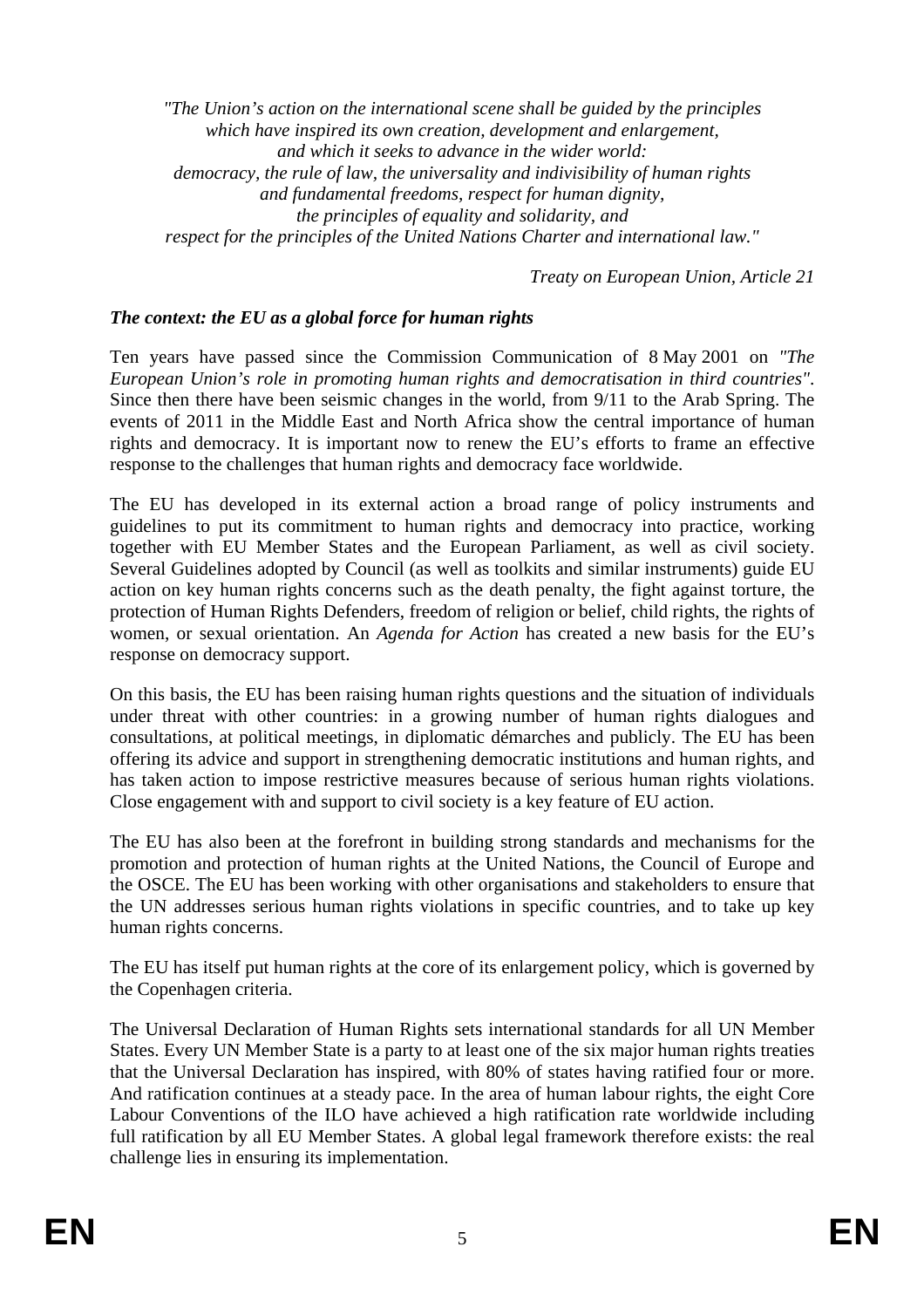*"The Union's action on the international scene shall be guided by the principles which have inspired its own creation, development and enlargement, and which it seeks to advance in the wider world: democracy, the rule of law, the universality and indivisibility of human rights and fundamental freedoms, respect for human dignity, the principles of equality and solidarity, and respect for the principles of the United Nations Charter and international law."*

*Treaty on European Union, Article 21*

### *The context: the EU as a global force for human rights*

Ten years have passed since the Commission Communication of 8 May 2001 on *"The European Union's role in promoting human rights and democratisation in third countries"*. Since then there have been seismic changes in the world, from 9/11 to the Arab Spring. The events of 2011 in the Middle East and North Africa show the central importance of human rights and democracy. It is important now to renew the EU's efforts to frame an effective response to the challenges that human rights and democracy face worldwide.

The EU has developed in its external action a broad range of policy instruments and guidelines to put its commitment to human rights and democracy into practice, working together with EU Member States and the European Parliament, as well as civil society. Several Guidelines adopted by Council (as well as toolkits and similar instruments) guide EU action on key human rights concerns such as the death penalty, the fight against torture, the protection of Human Rights Defenders, freedom of religion or belief, child rights, the rights of women, or sexual orientation. An *Agenda for Action* has created a new basis for the EU's response on democracy support.

On this basis, the EU has been raising human rights questions and the situation of individuals under threat with other countries: in a growing number of human rights dialogues and consultations, at political meetings, in diplomatic démarches and publicly. The EU has been offering its advice and support in strengthening democratic institutions and human rights, and has taken action to impose restrictive measures because of serious human rights violations. Close engagement with and support to civil society is a key feature of EU action.

The EU has also been at the forefront in building strong standards and mechanisms for the promotion and protection of human rights at the United Nations, the Council of Europe and the OSCE. The EU has been working with other organisations and stakeholders to ensure that the UN addresses serious human rights violations in specific countries, and to take up key human rights concerns.

The EU has itself put human rights at the core of its enlargement policy, which is governed by the Copenhagen criteria.

The Universal Declaration of Human Rights sets international standards for all UN Member States. Every UN Member State is a party to at least one of the six major human rights treaties that the Universal Declaration has inspired, with 80% of states having ratified four or more. And ratification continues at a steady pace. In the area of human labour rights, the eight Core Labour Conventions of the ILO have achieved a high ratification rate worldwide including full ratification by all EU Member States. A global legal framework therefore exists: the real challenge lies in ensuring its implementation.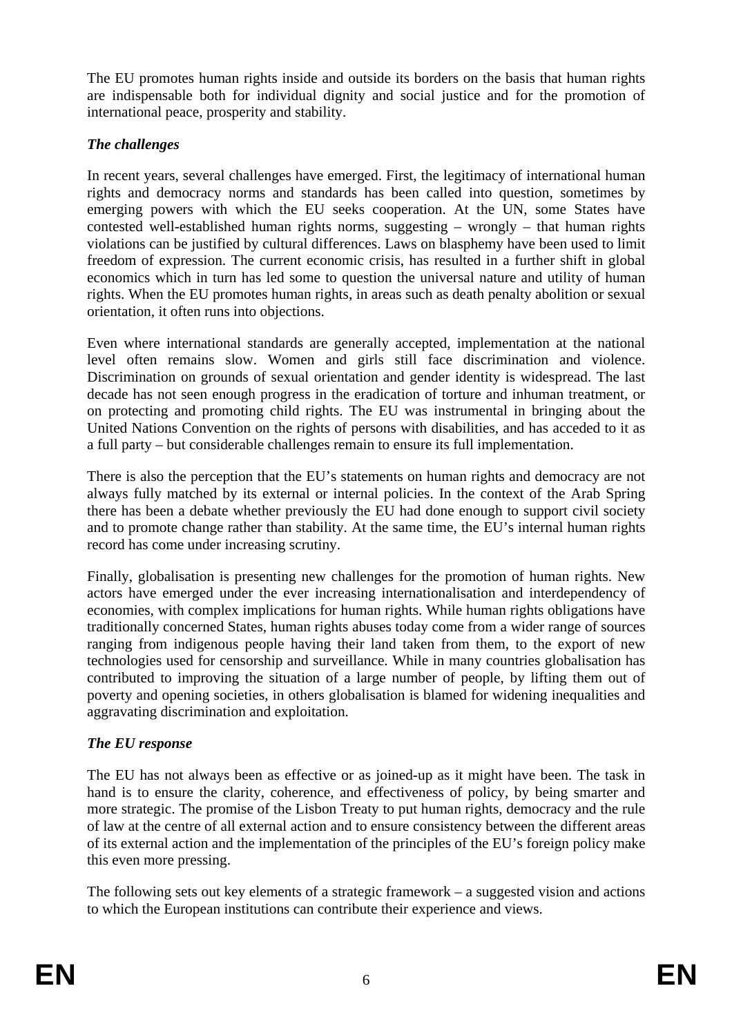The EU promotes human rights inside and outside its borders on the basis that human rights are indispensable both for individual dignity and social justice and for the promotion of international peace, prosperity and stability.

### *The challenges*

In recent years, several challenges have emerged. First, the legitimacy of international human rights and democracy norms and standards has been called into question, sometimes by emerging powers with which the EU seeks cooperation. At the UN, some States have contested well-established human rights norms, suggesting – wrongly – that human rights violations can be justified by cultural differences. Laws on blasphemy have been used to limit freedom of expression. The current economic crisis, has resulted in a further shift in global economics which in turn has led some to question the universal nature and utility of human rights. When the EU promotes human rights, in areas such as death penalty abolition or sexual orientation, it often runs into objections.

Even where international standards are generally accepted, implementation at the national level often remains slow. Women and girls still face discrimination and violence. Discrimination on grounds of sexual orientation and gender identity is widespread. The last decade has not seen enough progress in the eradication of torture and inhuman treatment, or on protecting and promoting child rights. The EU was instrumental in bringing about the United Nations Convention on the rights of persons with disabilities, and has acceded to it as a full party – but considerable challenges remain to ensure its full implementation.

There is also the perception that the EU's statements on human rights and democracy are not always fully matched by its external or internal policies. In the context of the Arab Spring there has been a debate whether previously the EU had done enough to support civil society and to promote change rather than stability. At the same time, the EU's internal human rights record has come under increasing scrutiny.

Finally, globalisation is presenting new challenges for the promotion of human rights. New actors have emerged under the ever increasing internationalisation and interdependency of economies, with complex implications for human rights. While human rights obligations have traditionally concerned States, human rights abuses today come from a wider range of sources ranging from indigenous people having their land taken from them, to the export of new technologies used for censorship and surveillance. While in many countries globalisation has contributed to improving the situation of a large number of people, by lifting them out of poverty and opening societies, in others globalisation is blamed for widening inequalities and aggravating discrimination and exploitation.

### *The EU response*

The EU has not always been as effective or as joined-up as it might have been. The task in hand is to ensure the clarity, coherence, and effectiveness of policy, by being smarter and more strategic. The promise of the Lisbon Treaty to put human rights, democracy and the rule of law at the centre of all external action and to ensure consistency between the different areas of its external action and the implementation of the principles of the EU's foreign policy make this even more pressing.

The following sets out key elements of a strategic framework – a suggested vision and actions to which the European institutions can contribute their experience and views.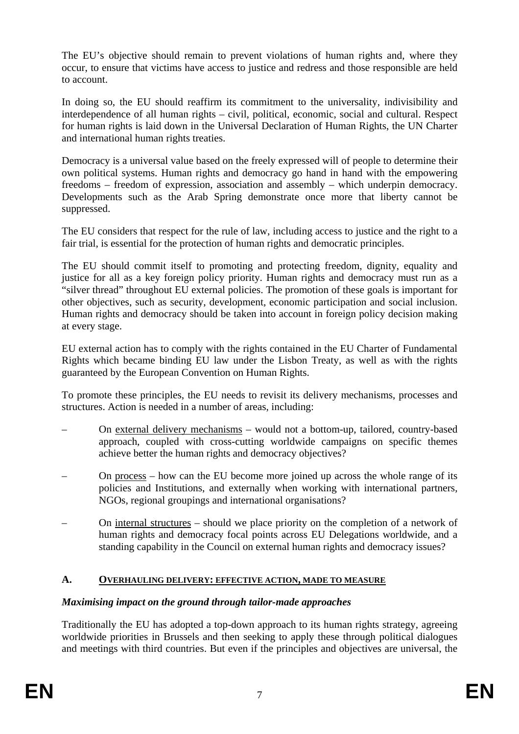The EU's objective should remain to prevent violations of human rights and, where they occur, to ensure that victims have access to justice and redress and those responsible are held to account.

In doing so, the EU should reaffirm its commitment to the universality, indivisibility and interdependence of all human rights – civil, political, economic, social and cultural. Respect for human rights is laid down in the Universal Declaration of Human Rights, the UN Charter and international human rights treaties.

Democracy is a universal value based on the freely expressed will of people to determine their own political systems. Human rights and democracy go hand in hand with the empowering freedoms – freedom of expression, association and assembly – which underpin democracy. Developments such as the Arab Spring demonstrate once more that liberty cannot be suppressed.

The EU considers that respect for the rule of law, including access to justice and the right to a fair trial, is essential for the protection of human rights and democratic principles.

The EU should commit itself to promoting and protecting freedom, dignity, equality and justice for all as a key foreign policy priority. Human rights and democracy must run as a "silver thread" throughout EU external policies. The promotion of these goals is important for other objectives, such as security, development, economic participation and social inclusion. Human rights and democracy should be taken into account in foreign policy decision making at every stage.

EU external action has to comply with the rights contained in the EU Charter of Fundamental Rights which became binding EU law under the Lisbon Treaty, as well as with the rights guaranteed by the European Convention on Human Rights.

To promote these principles, the EU needs to revisit its delivery mechanisms, processes and structures. Action is needed in a number of areas, including:

- On external delivery mechanisms – would not a bottom-up, tailored, country-based approach, coupled with cross-cutting worldwide campaigns on specific themes achieve better the human rights and democracy objectives?
- On process – how can the EU become more joined up across the whole range of its policies and Institutions, and externally when working with international partners, NGOs, regional groupings and international organisations?
- On internal structures – should we place priority on the completion of a network of human rights and democracy focal points across EU Delegations worldwide, and a standing capability in the Council on external human rights and democracy issues?

## A. OVERHAULING DELIVERY: EFFECTIVE ACTION, MADE TO MEASURE

### *Maximising impact on the ground through tailor-made approaches*

Traditionally the EU has adopted a top-down approach to its human rights strategy, agreeing worldwide priorities in Brussels and then seeking to apply these through political dialogues and meetings with third countries. But even if the principles and objectives are universal, the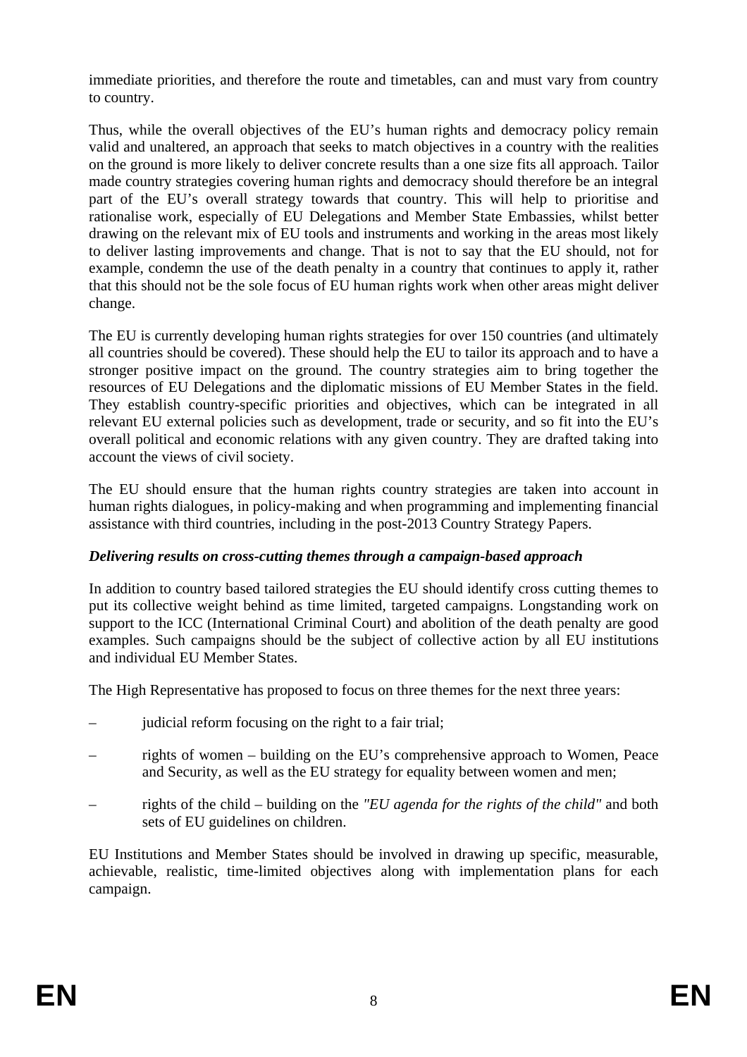immediate priorities, and therefore the route and timetables, can and must vary from country to country.

Thus, while the overall objectives of the EU's human rights and democracy policy remain valid and unaltered, an approach that seeks to match objectives in a country with the realities on the ground is more likely to deliver concrete results than a one size fits all approach. Tailor made country strategies covering human rights and democracy should therefore be an integral part of the EU's overall strategy towards that country. This will help to prioritise and rationalise work, especially of EU Delegations and Member State Embassies, whilst better drawing on the relevant mix of EU tools and instruments and working in the areas most likely to deliver lasting improvements and change. That is not to say that the EU should, not for example, condemn the use of the death penalty in a country that continues to apply it, rather that this should not be the sole focus of EU human rights work when other areas might deliver change.

The EU is currently developing human rights strategies for over 150 countries (and ultimately all countries should be covered). These should help the EU to tailor its approach and to have a stronger positive impact on the ground. The country strategies aim to bring together the resources of EU Delegations and the diplomatic missions of EU Member States in the field. They establish country-specific priorities and objectives, which can be integrated in all relevant EU external policies such as development, trade or security, and so fit into the EU's overall political and economic relations with any given country. They are drafted taking into account the views of civil society.

The EU should ensure that the human rights country strategies are taken into account in human rights dialogues, in policy-making and when programming and implementing financial assistance with third countries, including in the post-2013 Country Strategy Papers.

***Delivering results on cross-cutting themes through a campaign-based approach***

In addition to country based tailored strategies the EU should identify cross cutting themes to put its collective weight behind as time limited, targeted campaigns. Longstanding work on support to the ICC (International Criminal Court) and abolition of the death penalty are good examples. Such campaigns should be the subject of collective action by all EU institutions and individual EU Member States.

The High Representative has proposed to focus on three themes for the next three years:

– judicial reform focusing on the right to a fair trial;

– rights of women – building on the EU's comprehensive approach to Women, Peace and Security, as well as the EU strategy for equality between women and men;

– rights of the child – building on the *"EU agenda for the rights of the child"* and both sets of EU guidelines on children.

EU Institutions and Member States should be involved in drawing up specific, measurable, achievable, realistic, time-limited objectives along with implementation plans for each campaign.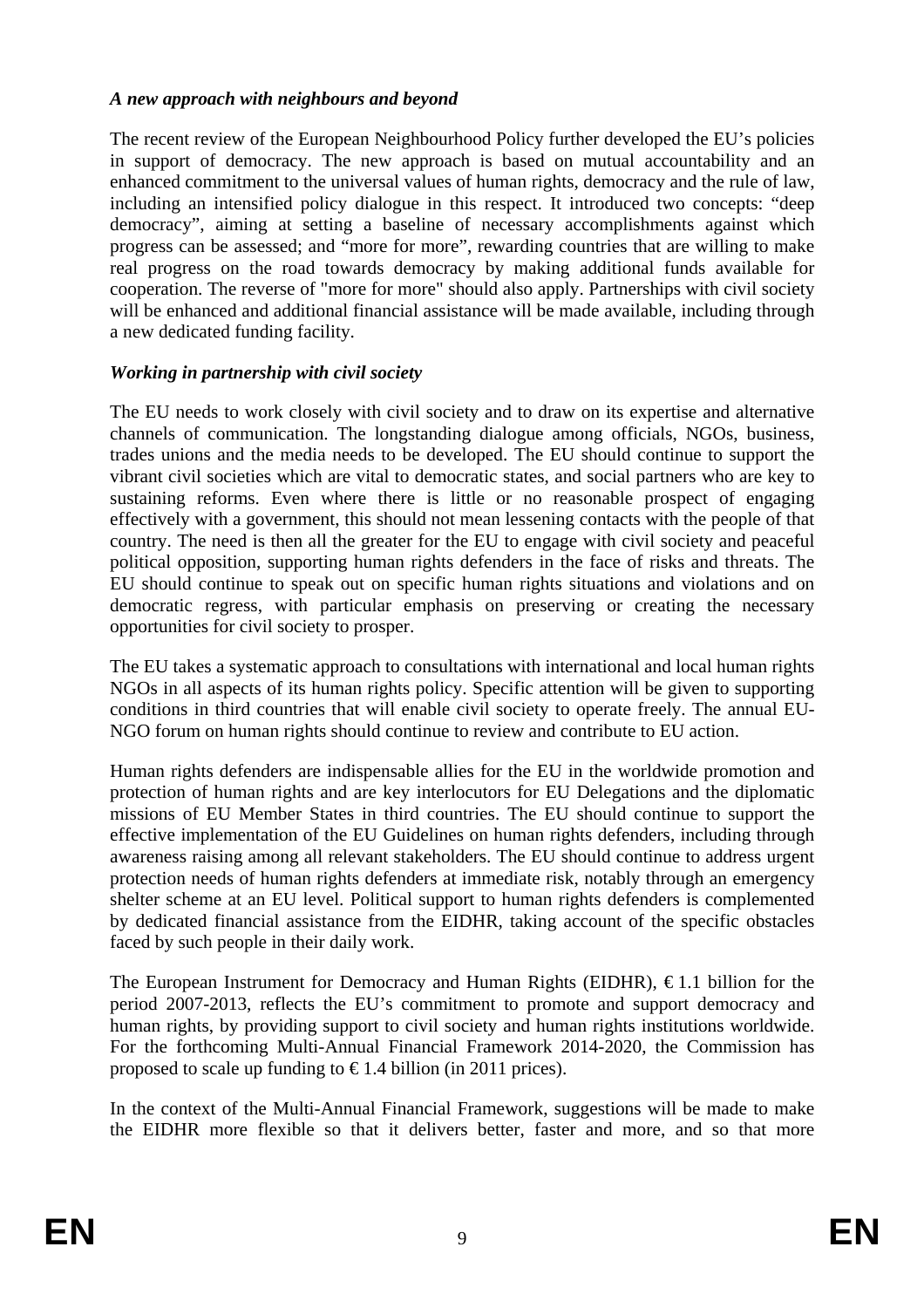*A new approach with neighbours and beyond*

The recent review of the European Neighbourhood Policy further developed the EU's policies in support of democracy. The new approach is based on mutual accountability and an enhanced commitment to the universal values of human rights, democracy and the rule of law, including an intensified policy dialogue in this respect. It introduced two concepts: "deep democracy", aiming at setting a baseline of necessary accomplishments against which progress can be assessed; and "more for more", rewarding countries that are willing to make real progress on the road towards democracy by making additional funds available for cooperation. The reverse of "more for more" should also apply. Partnerships with civil society will be enhanced and additional financial assistance will be made available, including through a new dedicated funding facility.

*Working in partnership with civil society*

The EU needs to work closely with civil society and to draw on its expertise and alternative channels of communication. The longstanding dialogue among officials, NGOs, business, trades unions and the media needs to be developed. The EU should continue to support the vibrant civil societies which are vital to democratic states, and social partners who are key to sustaining reforms. Even where there is little or no reasonable prospect of engaging effectively with a government, this should not mean lessening contacts with the people of that country. The need is then all the greater for the EU to engage with civil society and peaceful political opposition, supporting human rights defenders in the face of risks and threats. The EU should continue to speak out on specific human rights situations and violations and on democratic regress, with particular emphasis on preserving or creating the necessary opportunities for civil society to prosper.

The EU takes a systematic approach to consultations with international and local human rights NGOs in all aspects of its human rights policy. Specific attention will be given to supporting conditions in third countries that will enable civil society to operate freely. The annual EU-NGO forum on human rights should continue to review and contribute to EU action.

Human rights defenders are indispensable allies for the EU in the worldwide promotion and protection of human rights and are key interlocutors for EU Delegations and the diplomatic missions of EU Member States in third countries. The EU should continue to support the effective implementation of the EU Guidelines on human rights defenders, including through awareness raising among all relevant stakeholders. The EU should continue to address urgent protection needs of human rights defenders at immediate risk, notably through an emergency shelter scheme at an EU level. Political support to human rights defenders is complemented by dedicated financial assistance from the EIDHR, taking account of the specific obstacles faced by such people in their daily work.

The European Instrument for Democracy and Human Rights (EIDHR), € 1.1 billion for the period 2007-2013, reflects the EU's commitment to promote and support democracy and human rights, by providing support to civil society and human rights institutions worldwide. For the forthcoming Multi-Annual Financial Framework 2014-2020, the Commission has proposed to scale up funding to € 1.4 billion (in 2011 prices).

In the context of the Multi-Annual Financial Framework, suggestions will be made to make the EIDHR more flexible so that it delivers better, faster and more, and so that more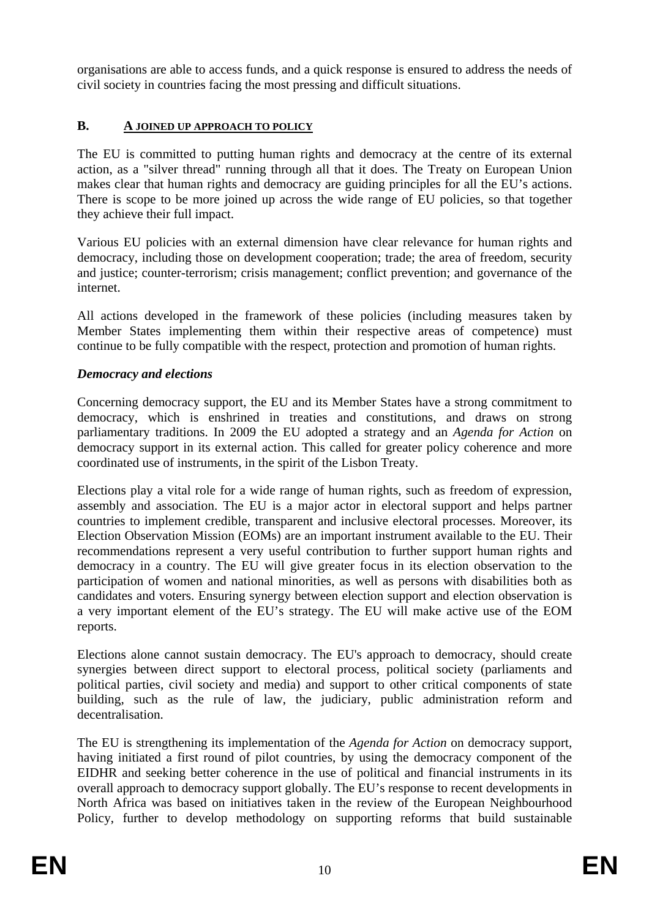organisations are able to access funds, and a quick response is ensured to address the needs of civil society in countries facing the most pressing and difficult situations.

## B. A JOINED UP APPROACH TO POLICY

The EU is committed to putting human rights and democracy at the centre of its external action, as a "silver thread" running through all that it does. The Treaty on European Union makes clear that human rights and democracy are guiding principles for all the EU's actions. There is scope to be more joined up across the wide range of EU policies, so that together they achieve their full impact.

Various EU policies with an external dimension have clear relevance for human rights and democracy, including those on development cooperation; trade; the area of freedom, security and justice; counter-terrorism; crisis management; conflict prevention; and governance of the internet.

All actions developed in the framework of these policies (including measures taken by Member States implementing them within their respective areas of competence) must continue to be fully compatible with the respect, protection and promotion of human rights.

### *Democracy and elections*

Concerning democracy support, the EU and its Member States have a strong commitment to democracy, which is enshrined in treaties and constitutions, and draws on strong parliamentary traditions. In 2009 the EU adopted a strategy and an *Agenda for Action* on democracy support in its external action. This called for greater policy coherence and more coordinated use of instruments, in the spirit of the Lisbon Treaty.

Elections play a vital role for a wide range of human rights, such as freedom of expression, assembly and association. The EU is a major actor in electoral support and helps partner countries to implement credible, transparent and inclusive electoral processes. Moreover, its Election Observation Mission (EOMs) are an important instrument available to the EU. Their recommendations represent a very useful contribution to further support human rights and democracy in a country. The EU will give greater focus in its election observation to the participation of women and national minorities, as well as persons with disabilities both as candidates and voters. Ensuring synergy between election support and election observation is a very important element of the EU's strategy. The EU will make active use of the EOM reports.

Elections alone cannot sustain democracy. The EU's approach to democracy, should create synergies between direct support to electoral process, political society (parliaments and political parties, civil society and media) and support to other critical components of state building, such as the rule of law, the judiciary, public administration reform and decentralisation.

The EU is strengthening its implementation of the *Agenda for Action* on democracy support, having initiated a first round of pilot countries, by using the democracy component of the EIDHR and seeking better coherence in the use of political and financial instruments in its overall approach to democracy support globally. The EU's response to recent developments in North Africa was based on initiatives taken in the review of the European Neighbourhood Policy, further to develop methodology on supporting reforms that build sustainable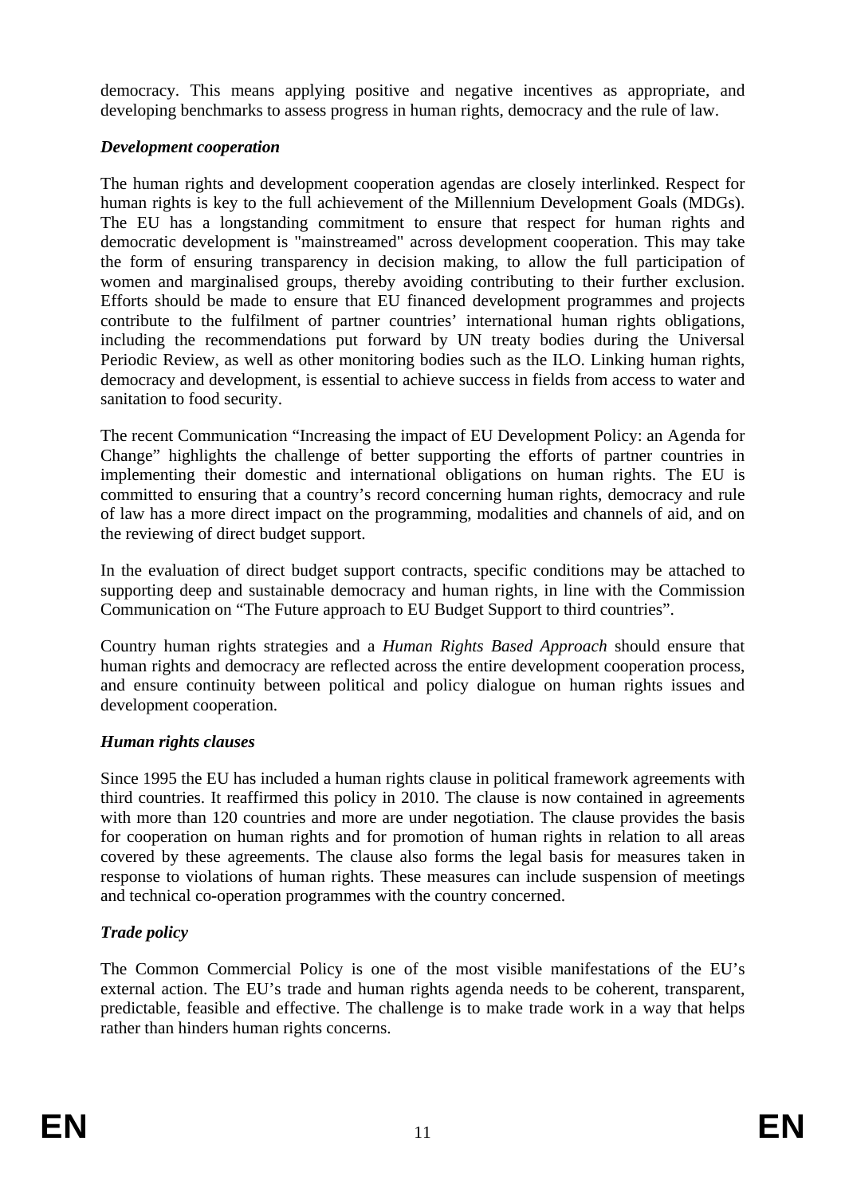democracy. This means applying positive and negative incentives as appropriate, and developing benchmarks to assess progress in human rights, democracy and the rule of law.

### *Development cooperation*

The human rights and development cooperation agendas are closely interlinked. Respect for human rights is key to the full achievement of the Millennium Development Goals (MDGs). The EU has a longstanding commitment to ensure that respect for human rights and democratic development is "mainstreamed" across development cooperation. This may take the form of ensuring transparency in decision making, to allow the full participation of women and marginalised groups, thereby avoiding contributing to their further exclusion. Efforts should be made to ensure that EU financed development programmes and projects contribute to the fulfilment of partner countries' international human rights obligations, including the recommendations put forward by UN treaty bodies during the Universal Periodic Review, as well as other monitoring bodies such as the ILO. Linking human rights, democracy and development, is essential to achieve success in fields from access to water and sanitation to food security.

The recent Communication "Increasing the impact of EU Development Policy: an Agenda for Change" highlights the challenge of better supporting the efforts of partner countries in implementing their domestic and international obligations on human rights. The EU is committed to ensuring that a country's record concerning human rights, democracy and rule of law has a more direct impact on the programming, modalities and channels of aid, and on the reviewing of direct budget support.

In the evaluation of direct budget support contracts, specific conditions may be attached to supporting deep and sustainable democracy and human rights, in line with the Commission Communication on "The Future approach to EU Budget Support to third countries".

Country human rights strategies and a *Human Rights Based Approach* should ensure that human rights and democracy are reflected across the entire development cooperation process, and ensure continuity between political and policy dialogue on human rights issues and development cooperation.

### *Human rights clauses*

Since 1995 the EU has included a human rights clause in political framework agreements with third countries. It reaffirmed this policy in 2010. The clause is now contained in agreements with more than 120 countries and more are under negotiation. The clause provides the basis for cooperation on human rights and for promotion of human rights in relation to all areas covered by these agreements. The clause also forms the legal basis for measures taken in response to violations of human rights. These measures can include suspension of meetings and technical co-operation programmes with the country concerned.

### *Trade policy*

The Common Commercial Policy is one of the most visible manifestations of the EU's external action. The EU's trade and human rights agenda needs to be coherent, transparent, predictable, feasible and effective. The challenge is to make trade work in a way that helps rather than hinders human rights concerns.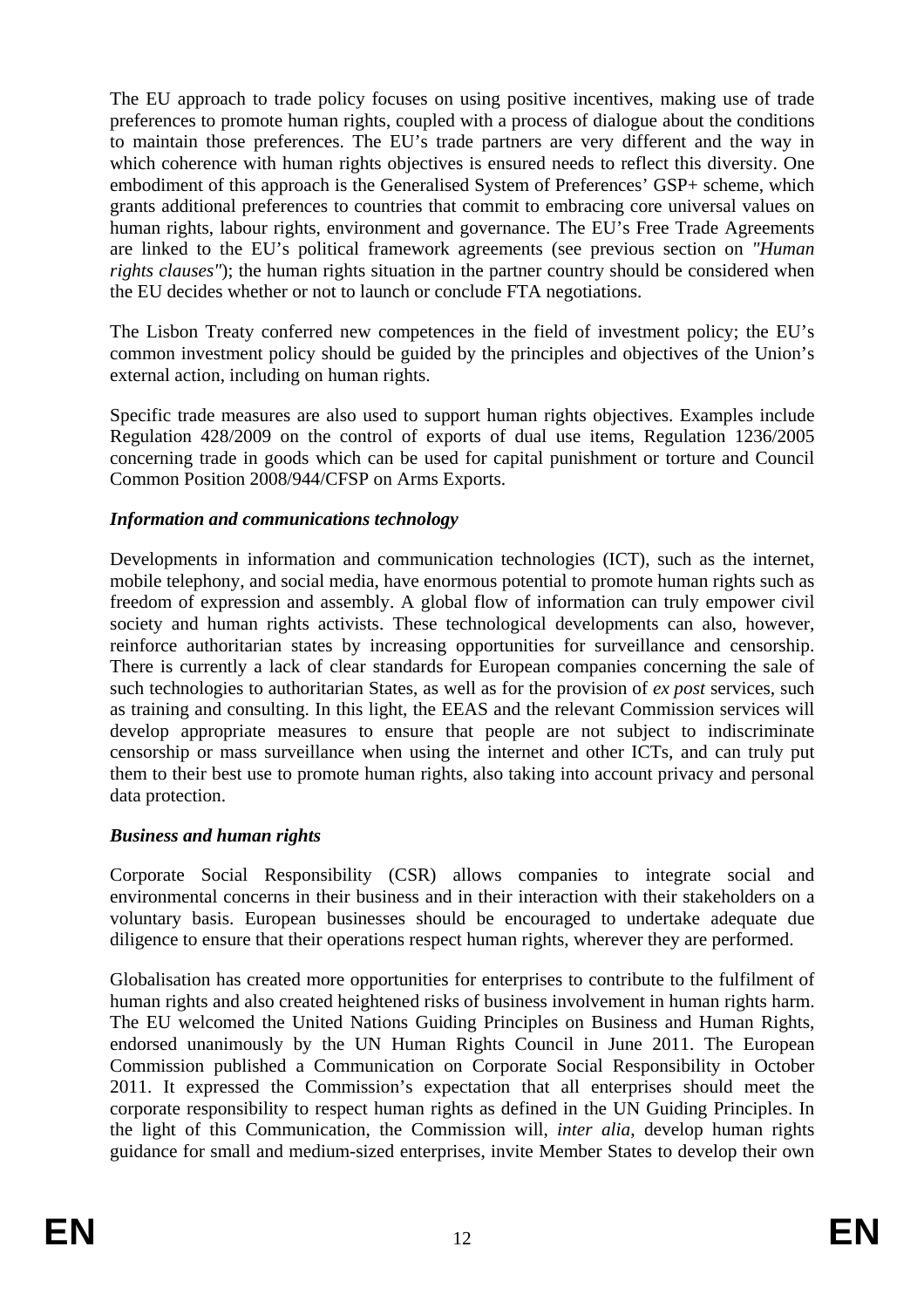The EU approach to trade policy focuses on using positive incentives, making use of trade preferences to promote human rights, coupled with a process of dialogue about the conditions to maintain those preferences. The EU's trade partners are very different and the way in which coherence with human rights objectives is ensured needs to reflect this diversity. One embodiment of this approach is the Generalised System of Preferences' GSP+ scheme, which grants additional preferences to countries that commit to embracing core universal values on human rights, labour rights, environment and governance. The EU's Free Trade Agreements are linked to the EU's political framework agreements (see previous section on *"Human rights clauses"*); the human rights situation in the partner country should be considered when the EU decides whether or not to launch or conclude FTA negotiations.

The Lisbon Treaty conferred new competences in the field of investment policy; the EU's common investment policy should be guided by the principles and objectives of the Union's external action, including on human rights.

Specific trade measures are also used to support human rights objectives. Examples include Regulation 428/2009 on the control of exports of dual use items, Regulation 1236/2005 concerning trade in goods which can be used for capital punishment or torture and Council Common Position 2008/944/CFSP on Arms Exports.

### *Information and communications technology*

Developments in information and communication technologies (ICT), such as the internet, mobile telephony, and social media, have enormous potential to promote human rights such as freedom of expression and assembly. A global flow of information can truly empower civil society and human rights activists. These technological developments can also, however, reinforce authoritarian states by increasing opportunities for surveillance and censorship. There is currently a lack of clear standards for European companies concerning the sale of such technologies to authoritarian States, as well as for the provision of *ex post* services, such as training and consulting. In this light, the EEAS and the relevant Commission services will develop appropriate measures to ensure that people are not subject to indiscriminate censorship or mass surveillance when using the internet and other ICTs, and can truly put them to their best use to promote human rights, also taking into account privacy and personal data protection.

### *Business and human rights*

Corporate Social Responsibility (CSR) allows companies to integrate social and environmental concerns in their business and in their interaction with their stakeholders on a voluntary basis. European businesses should be encouraged to undertake adequate due diligence to ensure that their operations respect human rights, wherever they are performed.

Globalisation has created more opportunities for enterprises to contribute to the fulfilment of human rights and also created heightened risks of business involvement in human rights harm. The EU welcomed the United Nations Guiding Principles on Business and Human Rights, endorsed unanimously by the UN Human Rights Council in June 2011. The European Commission published a Communication on Corporate Social Responsibility in October 2011. It expressed the Commission's expectation that all enterprises should meet the corporate responsibility to respect human rights as defined in the UN Guiding Principles. In the light of this Communication, the Commission will, *inter alia*, develop human rights guidance for small and medium-sized enterprises, invite Member States to develop their own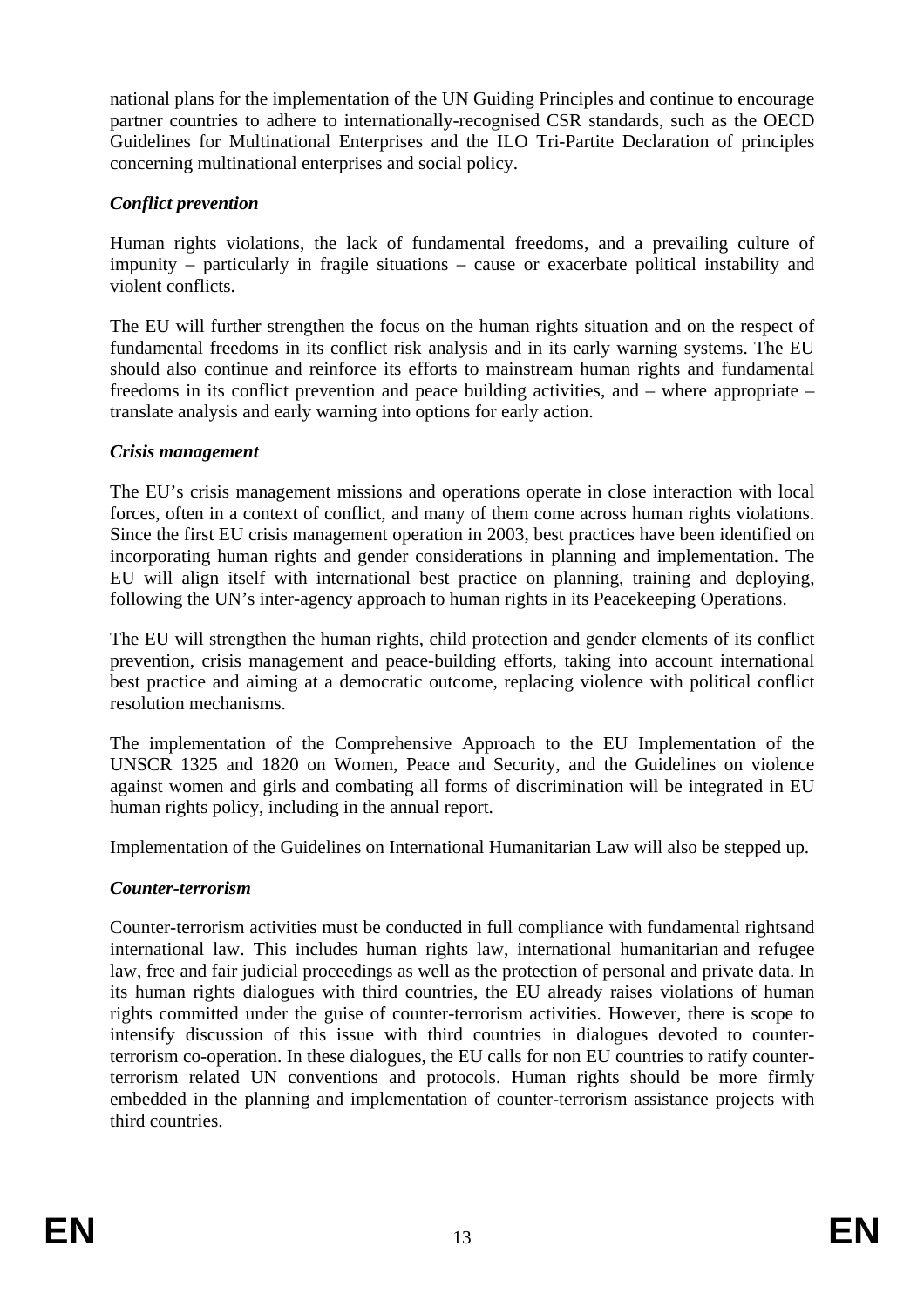national plans for the implementation of the UN Guiding Principles and continue to encourage partner countries to adhere to internationally-recognised CSR standards, such as the OECD Guidelines for Multinational Enterprises and the ILO Tri-Partite Declaration of principles concerning multinational enterprises and social policy.

***Conflict prevention***

Human rights violations, the lack of fundamental freedoms, and a prevailing culture of impunity – particularly in fragile situations – cause or exacerbate political instability and violent conflicts.

The EU will further strengthen the focus on the human rights situation and on the respect of fundamental freedoms in its conflict risk analysis and in its early warning systems. The EU should also continue and reinforce its efforts to mainstream human rights and fundamental freedoms in its conflict prevention and peace building activities, and – where appropriate – translate analysis and early warning into options for early action.

***Crisis management***

The EU's crisis management missions and operations operate in close interaction with local forces, often in a context of conflict, and many of them come across human rights violations. Since the first EU crisis management operation in 2003, best practices have been identified on incorporating human rights and gender considerations in planning and implementation. The EU will align itself with international best practice on planning, training and deploying, following the UN's inter-agency approach to human rights in its Peacekeeping Operations.

The EU will strengthen the human rights, child protection and gender elements of its conflict prevention, crisis management and peace-building efforts, taking into account international best practice and aiming at a democratic outcome, replacing violence with political conflict resolution mechanisms.

The implementation of the Comprehensive Approach to the EU Implementation of the UNSCR 1325 and 1820 on Women, Peace and Security, and the Guidelines on violence against women and girls and combating all forms of discrimination will be integrated in EU human rights policy, including in the annual report.

Implementation of the Guidelines on International Humanitarian Law will also be stepped up.

***Counter-terrorism***

Counter-terrorism activities must be conducted in full compliance with fundamental rightsand international law. This includes human rights law, international humanitarian and refugee law, free and fair judicial proceedings as well as the protection of personal and private data. In its human rights dialogues with third countries, the EU already raises violations of human rights committed under the guise of counter-terrorism activities. However, there is scope to intensify discussion of this issue with third countries in dialogues devoted to counter-terrorism co-operation. In these dialogues, the EU calls for non EU countries to ratify counter-terrorism related UN conventions and protocols. Human rights should be more firmly embedded in the planning and implementation of counter-terrorism assistance projects with third countries.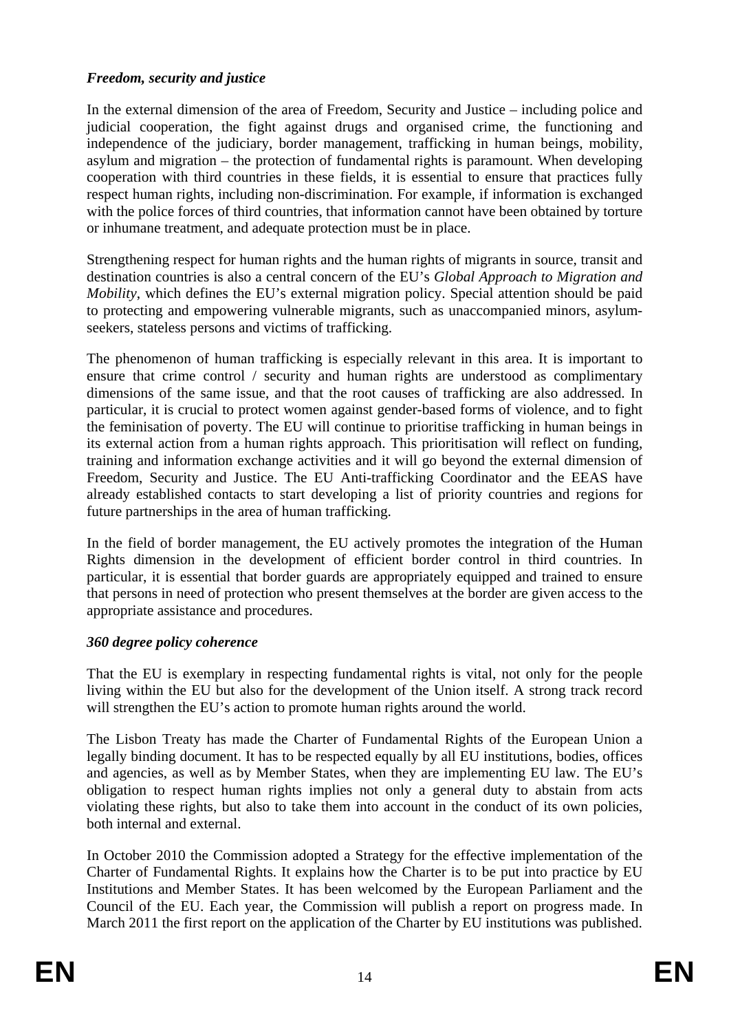*Freedom, security and justice*

In the external dimension of the area of Freedom, Security and Justice – including police and judicial cooperation, the fight against drugs and organised crime, the functioning and independence of the judiciary, border management, trafficking in human beings, mobility, asylum and migration – the protection of fundamental rights is paramount. When developing cooperation with third countries in these fields, it is essential to ensure that practices fully respect human rights, including non-discrimination. For example, if information is exchanged with the police forces of third countries, that information cannot have been obtained by torture or inhumane treatment, and adequate protection must be in place.

Strengthening respect for human rights and the human rights of migrants in source, transit and destination countries is also a central concern of the EU's *Global Approach to Migration and Mobility*, which defines the EU's external migration policy. Special attention should be paid to protecting and empowering vulnerable migrants, such as unaccompanied minors, asylum-seekers, stateless persons and victims of trafficking.

The phenomenon of human trafficking is especially relevant in this area. It is important to ensure that crime control / security and human rights are understood as complimentary dimensions of the same issue, and that the root causes of trafficking are also addressed. In particular, it is crucial to protect women against gender-based forms of violence, and to fight the feminisation of poverty. The EU will continue to prioritise trafficking in human beings in its external action from a human rights approach. This prioritisation will reflect on funding, training and information exchange activities and it will go beyond the external dimension of Freedom, Security and Justice. The EU Anti-trafficking Coordinator and the EEAS have already established contacts to start developing a list of priority countries and regions for future partnerships in the area of human trafficking.

In the field of border management, the EU actively promotes the integration of the Human Rights dimension in the development of efficient border control in third countries. In particular, it is essential that border guards are appropriately equipped and trained to ensure that persons in need of protection who present themselves at the border are given access to the appropriate assistance and procedures.

*360 degree policy coherence*

That the EU is exemplary in respecting fundamental rights is vital, not only for the people living within the EU but also for the development of the Union itself. A strong track record will strengthen the EU's action to promote human rights around the world.

The Lisbon Treaty has made the Charter of Fundamental Rights of the European Union a legally binding document. It has to be respected equally by all EU institutions, bodies, offices and agencies, as well as by Member States, when they are implementing EU law. The EU's obligation to respect human rights implies not only a general duty to abstain from acts violating these rights, but also to take them into account in the conduct of its own policies, both internal and external.

In October 2010 the Commission adopted a Strategy for the effective implementation of the Charter of Fundamental Rights. It explains how the Charter is to be put into practice by EU Institutions and Member States. It has been welcomed by the European Parliament and the Council of the EU. Each year, the Commission will publish a report on progress made. In March 2011 the first report on the application of the Charter by EU institutions was published.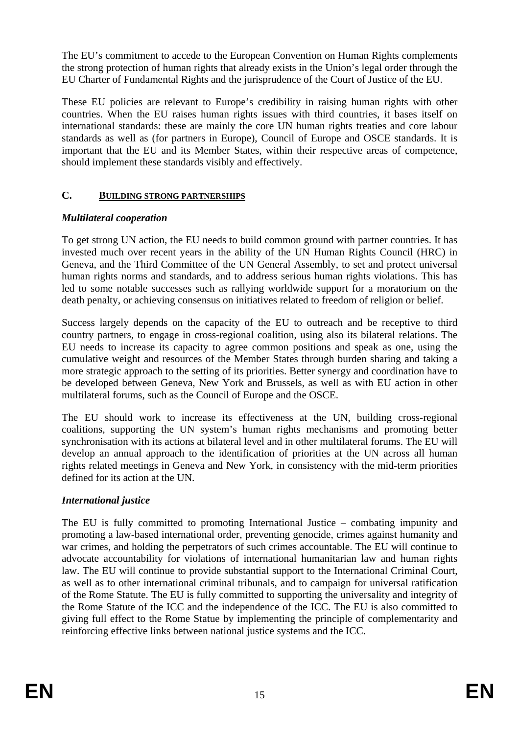The EU's commitment to accede to the European Convention on Human Rights complements the strong protection of human rights that already exists in the Union's legal order through the EU Charter of Fundamental Rights and the jurisprudence of the Court of Justice of the EU.

These EU policies are relevant to Europe's credibility in raising human rights with other countries. When the EU raises human rights issues with third countries, it bases itself on international standards: these are mainly the core UN human rights treaties and core labour standards as well as (for partners in Europe), Council of Europe and OSCE standards. It is important that the EU and its Member States, within their respective areas of competence, should implement these standards visibly and effectively.

## C. BUILDING STRONG PARTNERSHIPS

### *Multilateral cooperation*

To get strong UN action, the EU needs to build common ground with partner countries. It has invested much over recent years in the ability of the UN Human Rights Council (HRC) in Geneva, and the Third Committee of the UN General Assembly, to set and protect universal human rights norms and standards, and to address serious human rights violations. This has led to some notable successes such as rallying worldwide support for a moratorium on the death penalty, or achieving consensus on initiatives related to freedom of religion or belief.

Success largely depends on the capacity of the EU to outreach and be receptive to third country partners, to engage in cross-regional coalition, using also its bilateral relations. The EU needs to increase its capacity to agree common positions and speak as one, using the cumulative weight and resources of the Member States through burden sharing and taking a more strategic approach to the setting of its priorities. Better synergy and coordination have to be developed between Geneva, New York and Brussels, as well as with EU action in other multilateral forums, such as the Council of Europe and the OSCE.

The EU should work to increase its effectiveness at the UN, building cross-regional coalitions, supporting the UN system's human rights mechanisms and promoting better synchronisation with its actions at bilateral level and in other multilateral forums. The EU will develop an annual approach to the identification of priorities at the UN across all human rights related meetings in Geneva and New York, in consistency with the mid-term priorities defined for its action at the UN.

### *International justice*

The EU is fully committed to promoting International Justice – combating impunity and promoting a law-based international order, preventing genocide, crimes against humanity and war crimes, and holding the perpetrators of such crimes accountable. The EU will continue to advocate accountability for violations of international humanitarian law and human rights law. The EU will continue to provide substantial support to the International Criminal Court, as well as to other international criminal tribunals, and to campaign for universal ratification of the Rome Statute. The EU is fully committed to supporting the universality and integrity of the Rome Statute of the ICC and the independence of the ICC. The EU is also committed to giving full effect to the Rome Statue by implementing the principle of complementarity and reinforcing effective links between national justice systems and the ICC.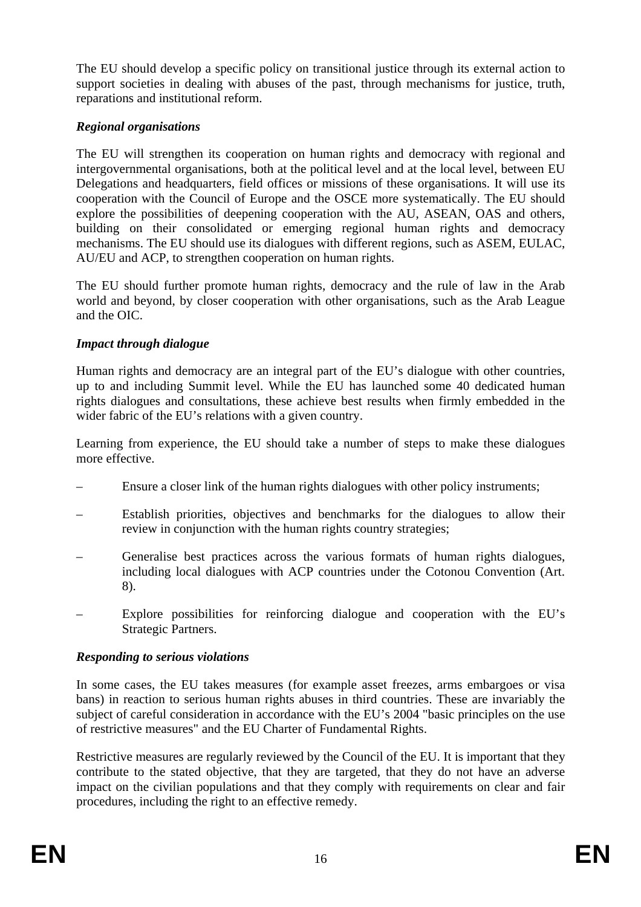The EU should develop a specific policy on transitional justice through its external action to support societies in dealing with abuses of the past, through mechanisms for justice, truth, reparations and institutional reform.

***Regional organisations***

The EU will strengthen its cooperation on human rights and democracy with regional and intergovernmental organisations, both at the political level and at the local level, between EU Delegations and headquarters, field offices or missions of these organisations. It will use its cooperation with the Council of Europe and the OSCE more systematically. The EU should explore the possibilities of deepening cooperation with the AU, ASEAN, OAS and others, building on their consolidated or emerging regional human rights and democracy mechanisms. The EU should use its dialogues with different regions, such as ASEM, EULAC, AU/EU and ACP, to strengthen cooperation on human rights.

The EU should further promote human rights, democracy and the rule of law in the Arab world and beyond, by closer cooperation with other organisations, such as the Arab League and the OIC.

***Impact through dialogue***

Human rights and democracy are an integral part of the EU's dialogue with other countries, up to and including Summit level. While the EU has launched some 40 dedicated human rights dialogues and consultations, these achieve best results when firmly embedded in the wider fabric of the EU's relations with a given country.

Learning from experience, the EU should take a number of steps to make these dialogues more effective.

- Ensure a closer link of the human rights dialogues with other policy instruments;
- Establish priorities, objectives and benchmarks for the dialogues to allow their review in conjunction with the human rights country strategies;
- Generalise best practices across the various formats of human rights dialogues, including local dialogues with ACP countries under the Cotonou Convention (Art. 8).
- Explore possibilities for reinforcing dialogue and cooperation with the EU's Strategic Partners.

***Responding to serious violations***

In some cases, the EU takes measures (for example asset freezes, arms embargoes or visa bans) in reaction to serious human rights abuses in third countries. These are invariably the subject of careful consideration in accordance with the EU's 2004 "basic principles on the use of restrictive measures" and the EU Charter of Fundamental Rights.

Restrictive measures are regularly reviewed by the Council of the EU. It is important that they contribute to the stated objective, that they are targeted, that they do not have an adverse impact on the civilian populations and that they comply with requirements on clear and fair procedures, including the right to an effective remedy.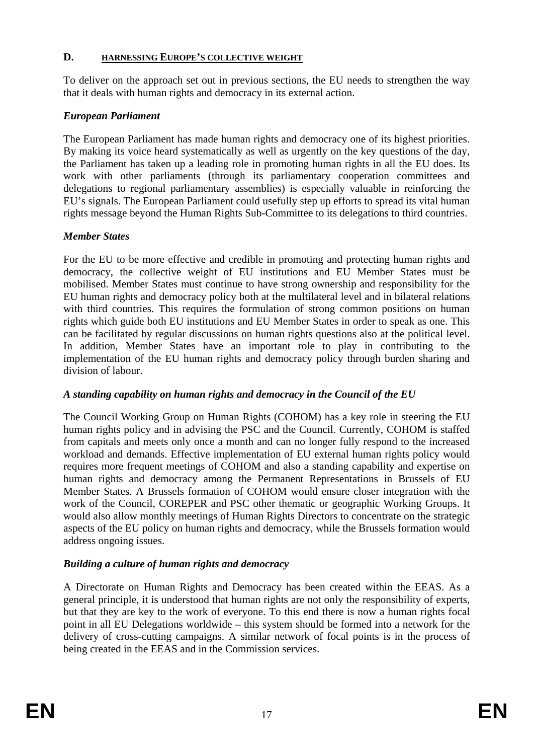## D. HARNESSING EUROPE'S COLLECTIVE WEIGHT

To deliver on the approach set out in previous sections, the EU needs to strengthen the way that it deals with human rights and democracy in its external action.

### *European Parliament*

The European Parliament has made human rights and democracy one of its highest priorities. By making its voice heard systematically as well as urgently on the key questions of the day, the Parliament has taken up a leading role in promoting human rights in all the EU does. Its work with other parliaments (through its parliamentary cooperation committees and delegations to regional parliamentary assemblies) is especially valuable in reinforcing the EU's signals. The European Parliament could usefully step up efforts to spread its vital human rights message beyond the Human Rights Sub-Committee to its delegations to third countries.

### *Member States*

For the EU to be more effective and credible in promoting and protecting human rights and democracy, the collective weight of EU institutions and EU Member States must be mobilised. Member States must continue to have strong ownership and responsibility for the EU human rights and democracy policy both at the multilateral level and in bilateral relations with third countries. This requires the formulation of strong common positions on human rights which guide both EU institutions and EU Member States in order to speak as one. This can be facilitated by regular discussions on human rights questions also at the political level. In addition, Member States have an important role to play in contributing to the implementation of the EU human rights and democracy policy through burden sharing and division of labour.

### *A standing capability on human rights and democracy in the Council of the EU*

The Council Working Group on Human Rights (COHOM) has a key role in steering the EU human rights policy and in advising the PSC and the Council. Currently, COHOM is staffed from capitals and meets only once a month and can no longer fully respond to the increased workload and demands. Effective implementation of EU external human rights policy would requires more frequent meetings of COHOM and also a standing capability and expertise on human rights and democracy among the Permanent Representations in Brussels of EU Member States. A Brussels formation of COHOM would ensure closer integration with the work of the Council, COREPER and PSC other thematic or geographic Working Groups. It would also allow monthly meetings of Human Rights Directors to concentrate on the strategic aspects of the EU policy on human rights and democracy, while the Brussels formation would address ongoing issues.

### *Building a culture of human rights and democracy*

A Directorate on Human Rights and Democracy has been created within the EEAS. As a general principle, it is understood that human rights are not only the responsibility of experts, but that they are key to the work of everyone. To this end there is now a human rights focal point in all EU Delegations worldwide – this system should be formed into a network for the delivery of cross-cutting campaigns. A similar network of focal points is in the process of being created in the EEAS and in the Commission services.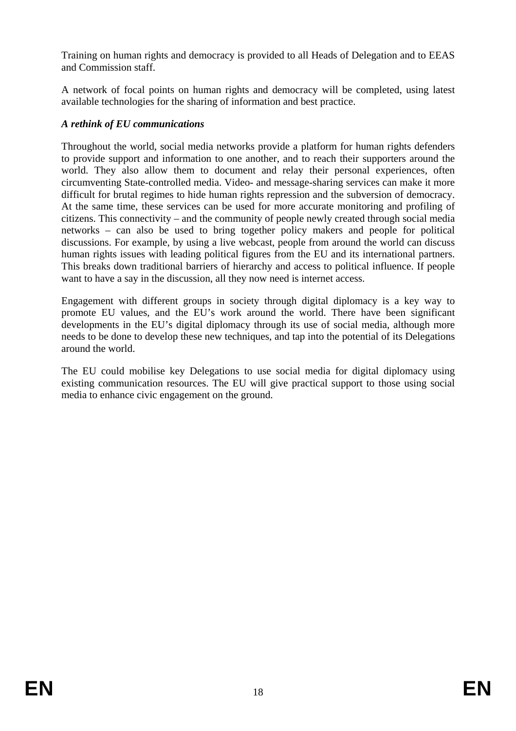Training on human rights and democracy is provided to all Heads of Delegation and to EEAS and Commission staff.

A network of focal points on human rights and democracy will be completed, using latest available technologies for the sharing of information and best practice.

***A rethink of EU communications***

Throughout the world, social media networks provide a platform for human rights defenders to provide support and information to one another, and to reach their supporters around the world. They also allow them to document and relay their personal experiences, often circumventing State-controlled media. Video- and message-sharing services can make it more difficult for brutal regimes to hide human rights repression and the subversion of democracy. At the same time, these services can be used for more accurate monitoring and profiling of citizens. This connectivity – and the community of people newly created through social media networks – can also be used to bring together policy makers and people for political discussions. For example, by using a live webcast, people from around the world can discuss human rights issues with leading political figures from the EU and its international partners. This breaks down traditional barriers of hierarchy and access to political influence. If people want to have a say in the discussion, all they now need is internet access.

Engagement with different groups in society through digital diplomacy is a key way to promote EU values, and the EU's work around the world. There have been significant developments in the EU's digital diplomacy through its use of social media, although more needs to be done to develop these new techniques, and tap into the potential of its Delegations around the world.

The EU could mobilise key Delegations to use social media for digital diplomacy using existing communication resources. The EU will give practical support to those using social media to enhance civic engagement on the ground.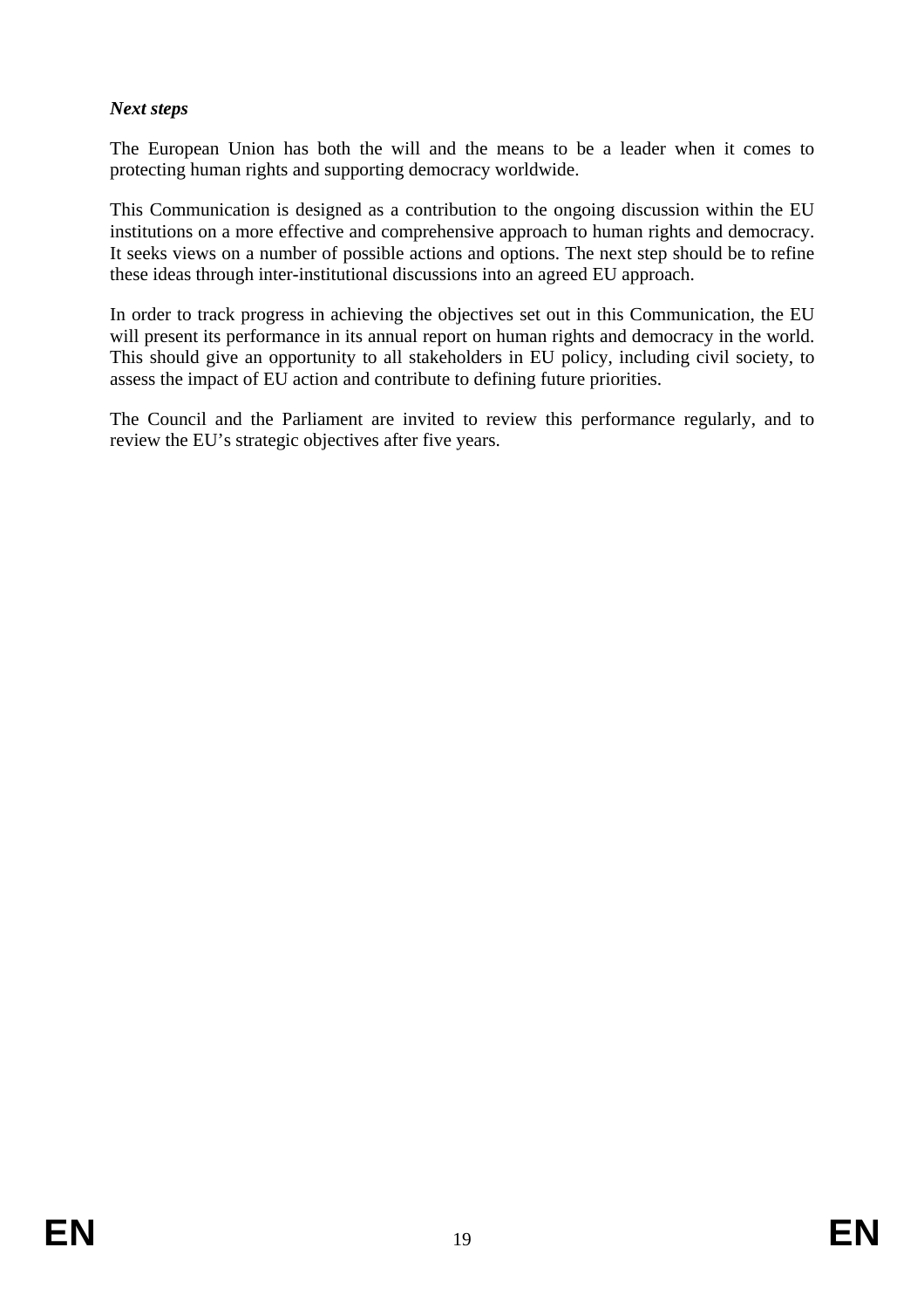***Next steps***

The European Union has both the will and the means to be a leader when it comes to protecting human rights and supporting democracy worldwide.

This Communication is designed as a contribution to the ongoing discussion within the EU institutions on a more effective and comprehensive approach to human rights and democracy. It seeks views on a number of possible actions and options. The next step should be to refine these ideas through inter-institutional discussions into an agreed EU approach.

In order to track progress in achieving the objectives set out in this Communication, the EU will present its performance in its annual report on human rights and democracy in the world. This should give an opportunity to all stakeholders in EU policy, including civil society, to assess the impact of EU action and contribute to defining future priorities.

The Council and the Parliament are invited to review this performance regularly, and to review the EU's strategic objectives after five years.